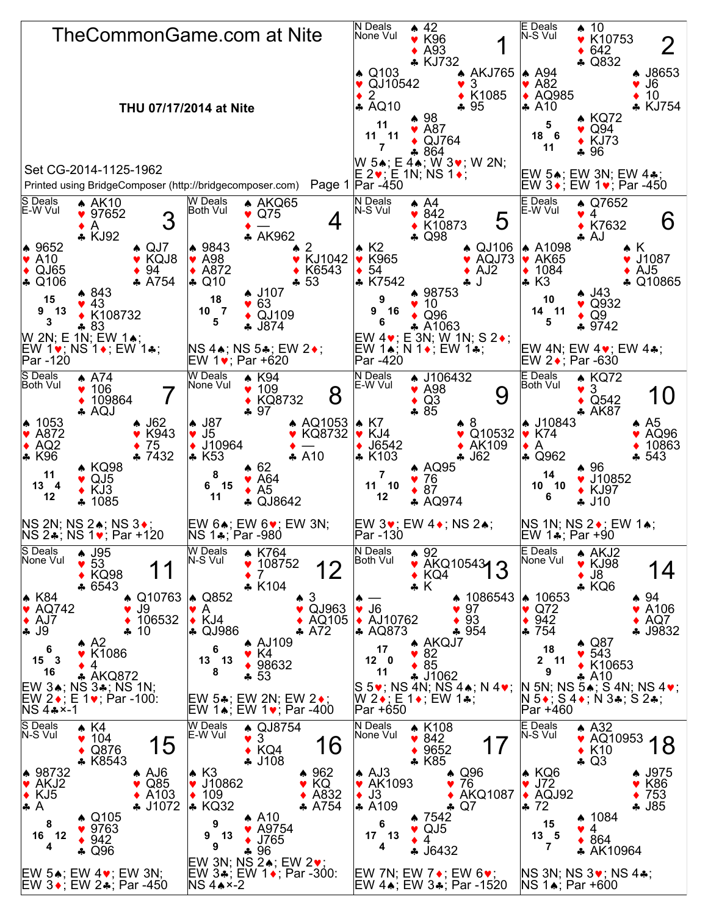# TheCommonGame.com at Nite

**THU 07/17/2014 at Nite**

Set CG-2014-1125-1962

Printed using BridgeComposer (http://bridgecomposer.com)

---

## Board 1

N Deals, None Vul

- **North:** ♠ 42 ♥ K96 ♦ A93 ♣ KJ732
- **West:** ♠ Q103 ♥ QJ10542 ♦ 2 ♣ AQ10
- **East:** ♠ AKJ765 ♥ 3 ♦ K1085 ♣ 95
- **South:** ♠ 98 ♥ A87 ♦ QJ764 ♣ 864

HCP: N 11, W 11, E 11, S 7

W 5♠; E 4♠; W 3♥; W 2N; E 2♥; E 1N; NS 1♦; Par -450

## Board 2

E Deals, N-S Vul

- **North:** ♠ 10 ♥ K10753 ♦ 642 ♣ Q832
- **West:** ♠ A94 ♥ A82 ♦ AQ985 ♣ A10
- **East:** ♠ J8653 ♥ J6 ♦ 10 ♣ KJ754
- **South:** ♠ KQ72 ♥ Q94 ♦ KJ73 ♣ 96

HCP: N 5, W 18, E 6, S 11

EW 5♠; EW 3N; EW 4♣; EW 3♦; EW 1♥; Par -450

## Board 3

S Deals, E-W Vul

- **North:** ♠ AK10 ♥ 97652 ♦ A ♣ KJ92
- **West:** ♠ 9652 ♥ A10 ♦ QJ65 ♣ Q106
- **East:** ♠ QJ7 ♥ KQJ8 ♦ 94 ♣ A754
- **South:** ♠ 843 ♥ 43 ♦ K108732 ♣ 83

HCP: N 15, W 9, E 13, S 3

W 2N; E 1N; EW 1♠; EW 1♥; NS 1♦; EW 1♣; Par -120

## Board 4

W Deals, Both Vul

- **North:** ♠ AKQ65 ♥ Q75 ♦ — ♣ AK962
- **West:** ♠ 9843 ♥ A98 ♦ A872 ♣ Q10
- **East:** ♠ 2 ♥ KJ1042 ♦ K6543 ♣ 53
- **South:** ♠ J107 ♥ 63 ♦ QJ109 ♣ J874

HCP: N 18, W 10, E 7, S 5

NS 4♠; NS 5♣; EW 2♦; EW 1♥; Par +620

## Board 5

N Deals, N-S Vul

- **North:** ♠ A4 ♥ 842 ♦ K10873 ♣ Q98
- **West:** ♠ K2 ♥ K965 ♦ 54 ♣ K7542
- **East:** ♠ QJ106 ♥ AQJ73 ♦ AJ2 ♣ J
- **South:** ♠ 98753 ♥ 10 ♦ Q96 ♣ A1063

HCP: N 9, W 9, E 16, S 6

EW 4♥; E 3N; W 1N; S 2♦; EW 1♠; N 1♦; EW 1♣; Par -420

## Board 6

E Deals, E-W Vul

- **North:** ♠ Q7652 ♥ 4 ♦ K7632 ♣ AJ
- **West:** ♠ A1098 ♥ AK65 ♦ 1084 ♣ K3
- **East:** ♠ K ♥ J1087 ♦ AJ5 ♣ Q10865
- **South:** ♠ J43 ♥ Q932 ♦ Q9 ♣ 9742

HCP: N 10, W 14, E 11, S 5

EW 4N; EW 4♥; EW 4♣; EW 2♦; Par -630

## Board 7

S Deals, Both Vul

- **North:** ♠ A74 ♥ 106 ♦ 109864 ♣ AQJ
- **West:** ♠ 1053 ♥ A872 ♦ AQ2 ♣ K96
- **East:** ♠ J62 ♥ K943 ♦ 75 ♣ 7432
- **South:** ♠ KQ98 ♥ QJ5 ♦ KJ3 ♣ 1085

HCP: N 11, W 13, E 4, S 12

NS 2N; NS 2♠; NS 3♦; NS 2♣; NS 1♥; Par +120

## Board 8

W Deals, None Vul

- **North:** ♠ K94 ♥ 109 ♦ KQ8732 ♣ 97
- **West:** ♠ J87 ♥ J5 ♦ J10964 ♣ K53
- **East:** ♠ AQ1053 ♥ KQ8732 ♦ — ♣ A10
- **South:** ♠ 62 ♥ A64 ♦ A5 ♣ QJ8642

HCP: N 8, W 6, E 15, S 11

EW 6♠; EW 6♥; EW 3N; NS 1♣; Par -980

## Board 9

N Deals, E-W Vul

- **North:** ♠ J106432 ♥ A98 ♦ Q3 ♣ 85
- **West:** ♠ K7 ♥ KJ4 ♦ J6542 ♣ K103
- **East:** ♠ 8 ♥ Q10532 ♦ AK109 ♣ J62
- **South:** ♠ AQ95 ♥ 76 ♦ 87 ♣ AQ974

HCP: N 7, W 11, E 10, S 12

EW 3♥; EW 4♦; NS 2♠; Par -130

## Board 10

E Deals, Both Vul

- **North:** ♠ KQ72 ♥ 3 ♦ Q542 ♣ AK87
- **West:** ♠ J10843 ♥ K74 ♦ A ♣ Q962
- **East:** ♠ A5 ♥ AQ96 ♦ 10863 ♣ 543
- **South:** ♠ 96 ♥ J10852 ♦ KJ97 ♣ J10

HCP: N 14, W 10, E 10, S 6

NS 1N; NS 2♦; EW 1♠; EW 1♣; Par +90

## Board 11

S Deals, None Vul

- **North:** ♠ J95 ♥ 53 ♦ KQ98 ♣ 6543
- **West:** ♠ K84 ♥ AQ742 ♦ AJ7 ♣ J9
- **East:** ♠ Q10763 ♥ J9 ♦ 106532 ♣ 10
- **South:** ♠ A2 ♥ K1086 ♦ 4 ♣ AKQ872

HCP: N 6, W 15, E 3, S 16

EW 3♠; NS 3♣; NS 1N; EW 2♦; E 1♥; Par -100: NS 4♣×-1

## Board 12

W Deals, N-S Vul

- **North:** ♠ K764 ♥ 108752 ♦ 7 ♣ K104
- **West:** ♠ Q852 ♥ A ♦ KJ4 ♣ QJ986
- **East:** ♠ 3 ♥ QJ963 ♦ AQ105 ♣ A72
- **South:** ♠ AJ109 ♥ K4 ♦ 98632 ♣ 53

HCP: N 6, W 13, E 13, S 8

EW 5♣; EW 2N; EW 2♦; EW 1♠; EW 1♥; Par -400

## Board 13

N Deals, Both Vul

- **North:** ♠ 92 ♥ AKQ10543 ♦ KQ4 ♣ K
- **West:** ♠ — ♥ J6 ♦ AJ10762 ♣ AQ873
- **East:** ♠ 1086543 ♥ 97 ♦ 93 ♣ 954
- **South:** ♠ AKQJ7 ♥ 82 ♦ 85 ♣ J1062

HCP: N 17, W 12, E 0, S 11

S 5♥; NS 4N; NS 4♠; N 4♥; W 2♦; E 1♦; EW 1♣; Par +650

## Board 14

E Deals, None Vul

- **North:** ♠ AKJ2 ♥ KJ98 ♦ J8 ♣ KQ6
- **West:** ♠ 10653 ♥ Q72 ♦ 942 ♣ 754
- **East:** ♠ 94 ♥ A106 ♦ AQ7 ♣ J9832
- **South:** ♠ Q87 ♥ 543 ♦ K10653 ♣ A10

HCP: N 18, W 2, E 11, S 9

N 5N; NS 5♠; S 4N; NS 4♥; N 5♦; S 4♦; N 3♣; S 2♣; Par +460

## Board 15

S Deals, N-S Vul

- **North:** ♠ K4 ♥ 104 ♦ Q876 ♣ K8543
- **West:** ♠ 98732 ♥ AKJ2 ♦ KJ5 ♣ A
- **East:** ♠ AJ6 ♥ Q85 ♦ A103 ♣ J1072
- **South:** ♠ Q105 ♥ 9763 ♦ 942 ♣ Q96

HCP: N 8, W 16, E 12, S 4

EW 5♠; EW 4♥; EW 3N; EW 3♦; EW 2♣; Par -450

## Board 16

W Deals, E-W Vul

- **North:** ♠ QJ8754 ♥ 3 ♦ KQ4 ♣ J108
- **West:** ♠ K3 ♥ J10862 ♦ 109 ♣ KQ32
- **East:** ♠ 962 ♥ KQ ♦ A832 ♣ A754
- **South:** ♠ A10 ♥ A9754 ♦ J765 ♣ 96

HCP: N 9, W 9, E 13, S 9

EW 3N; NS 2♠; EW 2♥; EW 3♣; EW 1♦; Par -300: NS 4♠×-2

## Board 17

N Deals, None Vul

- **North:** ♠ K108 ♥ 842 ♦ 9652 ♣ K85
- **West:** ♠ AJ3 ♥ AK1093 ♦ J3 ♣ A109
- **East:** ♠ Q96 ♥ 76 ♦ AKQ1087 ♣ Q7
- **South:** ♠ 7542 ♥ QJ5 ♦ 4 ♣ J6432

HCP: N 6, W 17, E 13, S 4

EW 7N; EW 7♦; EW 6♥; EW 4♠; EW 3♣; Par -1520

## Board 18

E Deals, N-S Vul

- **North:** ♠ A32 ♥ AQ10953 ♦ K10 ♣ Q3
- **West:** ♠ KQ6 ♥ J72 ♦ AQJ92 ♣ 72
- **East:** ♠ J975 ♥ K86 ♦ 753 ♣ J85
- **South:** ♠ 1084 ♥ 4 ♦ 864 ♣ AK10964

HCP: N 15, W 13, E 5, S 7

NS 3N; NS 3♥; NS 4♣; NS 1♠; Par +600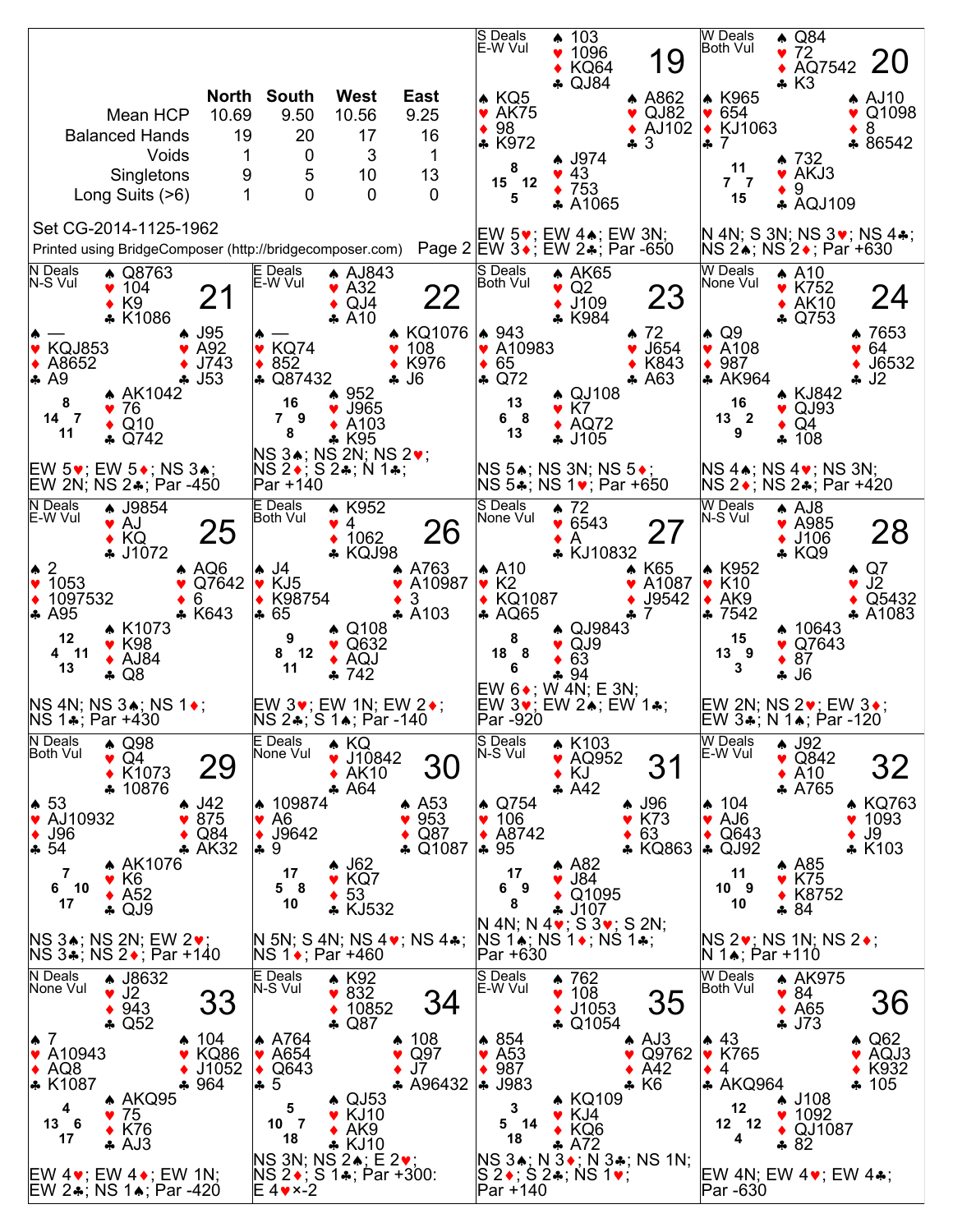| | North | South | West | East |
|---|---|---|---|---|
| Mean HCP | 10.69 | 9.50 | 10.56 | 9.25 |
| Balanced Hands | 19 | 20 | 17 | 16 |
| Voids | 1 | 0 | 3 | 1 |
| Singletons | 9 | 5 | 10 | 13 |
| Long Suits (>6) | 1 | 0 | 0 | 0 |

Set CG-2014-1125-1962

Printed using BridgeComposer (http://bridgecomposer.com)

## Board 19
S Deals, E-W Vul

North: ♠ 103 ♥ 1096 ♦ KQ64 ♣ QJ84
West: ♠ KQ5 ♥ AK75 ♦ 98 ♣ K972
East: ♠ A862 ♥ QJ82 ♦ AJ102 ♣ 3
South: ♠ J974 ♥ 43 ♦ 753 ♣ A1065

HCP: N 8, W 15, E 12, S 5

EW 5♥; EW 4♠; EW 3N; EW 3♦; EW 2♣; Par -650

## Board 20
W Deals, Both Vul

North: ♠ Q84 ♥ 72 ♦ AQ7542 ♣ K3
West: ♠ K965 ♥ 654 ♦ KJ1063 ♣ 7
East: ♠ AJ10 ♥ Q1098 ♦ 8 ♣ 86542
South: ♠ 732 ♥ AKJ3 ♦ 9 ♣ AQJ109

HCP: N 11, W 7, E 7, S 15

N 4N; S 3N; NS 3♥; NS 4♣; NS 2♠; NS 2♦; Par +630

## Board 21
N Deals, N-S Vul

North: ♠ Q8763 ♥ 104 ♦ K9 ♣ K1086
West: ♠ — ♥ KQJ853 ♦ A8652 ♣ A9
East: ♠ J95 ♥ A92 ♦ J743 ♣ J53
South: ♠ AK1042 ♥ 76 ♦ Q10 ♣ Q742

HCP: N 8, W 14, E 7, S 11

EW 5♥; EW 5♦; NS 3♠; EW 2N; NS 2♣; Par -450

## Board 22
E Deals, E-W Vul

North: ♠ AJ843 ♥ A32 ♦ QJ4 ♣ A10
West: ♠ — ♥ KQ74 ♦ 852 ♣ Q87432
East: ♠ KQ1076 ♥ 108 ♦ K976 ♣ J6
South: ♠ 952 ♥ J965 ♦ A103 ♣ K95

HCP: N 16, W 7, E 9, S 8

NS 3♠; NS 2N; NS 2♥; NS 2♦; S 2♣; N 1♣; Par +140

## Board 23
S Deals, Both Vul

North: ♠ AK65 ♥ Q2 ♦ J109 ♣ K984
West: ♠ 943 ♥ A10983 ♦ 65 ♣ Q72
East: ♠ 72 ♥ J654 ♦ K843 ♣ A63
South: ♠ QJ108 ♥ K7 ♦ AQ72 ♣ J105

HCP: N 13, W 6, E 8, S 13

NS 5♠; NS 3N; NS 5♦; NS 5♣; NS 1♥; Par +650

## Board 24
W Deals, None Vul

North: ♠ A10 ♥ K752 ♦ AK10 ♣ Q753
West: ♠ Q9 ♥ A108 ♦ 987 ♣ AK964
East: ♠ 7653 ♥ 64 ♦ J6532 ♣ J2
South: ♠ KJ842 ♥ QJ93 ♦ Q4 ♣ 108

HCP: N 16, W 13, E 2, S 9

NS 4♠; NS 4♥; NS 3N; NS 2♦; NS 2♣; Par +420

## Board 25
N Deals, E-W Vul

North: ♠ J9854 ♥ AJ ♦ KQ ♣ J1072
West: ♠ 2 ♥ 1053 ♦ 1097532 ♣ A95
East: ♠ AQ6 ♥ Q7642 ♦ 6 ♣ K643
South: ♠ K1073 ♥ K98 ♦ AJ84 ♣ Q8

HCP: N 12, W 4, E 11, S 13

NS 4N; NS 3♠; NS 1♦; NS 1♣; Par +430

## Board 26
E Deals, Both Vul

North: ♠ K952 ♥ 4 ♦ 1062 ♣ KQJ98
West: ♠ J4 ♥ KJ5 ♦ K98754 ♣ 65
East: ♠ A763 ♥ A10987 ♦ 3 ♣ A103
South: ♠ Q108 ♥ Q632 ♦ AQJ ♣ 742

HCP: N 9, W 8, E 12, S 11

EW 3♥; EW 1N; EW 2♦; NS 2♣; S 1♠; Par -140

## Board 27
S Deals, None Vul

North: ♠ 72 ♥ 6543 ♦ A ♣ KJ10832
West: ♠ A10 ♥ K2 ♦ KQ1087 ♣ AQ65
East: ♠ K65 ♥ A1087 ♦ J9542 ♣ 7
South: ♠ QJ9843 ♥ QJ9 ♦ 63 ♣ 94

HCP: N 8, W 18, E 8, S 6

EW 6♦; W 4N; E 3N; EW 3♥; EW 2♠; EW 1♣; Par -920

## Board 28
W Deals, N-S Vul

North: ♠ AJ8 ♥ A985 ♦ J106 ♣ KQ9
West: ♠ K952 ♥ K10 ♦ AK9 ♣ 7542
East: ♠ Q7 ♥ J2 ♦ Q5432 ♣ A1083
South: ♠ 10643 ♥ Q7643 ♦ 87 ♣ J6

HCP: N 15, W 13, E 9, S 3

EW 2N; NS 2♥; EW 3♦; EW 3♣; N 1♠; Par -120

## Board 29
N Deals, Both Vul

North: ♠ Q98 ♥ Q4 ♦ K1073 ♣ 10876
West: ♠ 53 ♥ AJ10932 ♦ J96 ♣ 54
East: ♠ J42 ♥ 875 ♦ Q84 ♣ AK32
South: ♠ AK1076 ♥ K6 ♦ A52 ♣ QJ9

HCP: N 7, W 6, E 10, S 17

NS 3♠; NS 2N; EW 2♥; NS 3♣; NS 2♦; Par +140

## Board 30
E Deals, None Vul

North: ♠ KQ ♥ J10842 ♦ AK10 ♣ A64
West: ♠ 109874 ♥ A6 ♦ J9642 ♣ 9
East: ♠ A53 ♥ 953 ♦ Q87 ♣ Q1087
South: ♠ J62 ♥ KQ7 ♦ 53 ♣ KJ532

HCP: N 17, W 5, E 8, S 10

N 5N; S 4N; NS 4♥; NS 4♣; NS 1♦; Par +460

## Board 31
S Deals, N-S Vul

North: ♠ K103 ♥ AQ952 ♦ KJ ♣ A42
West: ♠ Q754 ♥ 106 ♦ A8742 ♣ 95
East: ♠ J96 ♥ K73 ♦ 63 ♣ KQ863
South: ♠ A82 ♥ J84 ♦ Q1095 ♣ J107

HCP: N 17, W 6, E 9, S 8

N 4N; N 4♥; S 3♥; S 2N; NS 1♠; NS 1♦; NS 1♣; Par +630

## Board 32
W Deals, E-W Vul

North: ♠ J92 ♥ Q842 ♦ A10 ♣ A765
West: ♠ 104 ♥ AJ6 ♦ Q643 ♣ QJ92
East: ♠ KQ763 ♥ 1093 ♦ J9 ♣ K103
South: ♠ A85 ♥ K75 ♦ K8752 ♣ 84

HCP: N 11, W 10, E 9, S 10

NS 2♥; NS 1N; NS 2♦; N 1♠; Par +110

## Board 33
N Deals, None Vul

North: ♠ J8632 ♥ J2 ♦ 943 ♣ Q52
West: ♠ 7 ♥ A10943 ♦ AQ8 ♣ K1087
East: ♠ 104 ♥ KQ86 ♦ J1052 ♣ 964
South: ♠ AKQ95 ♥ 75 ♦ K76 ♣ AJ3

HCP: N 4, W 13, E 6, S 17

EW 4♥; EW 4♦; EW 1N; EW 2♣; NS 1♠; Par -420

## Board 34
E Deals, N-S Vul

North: ♠ K92 ♥ 832 ♦ 10852 ♣ Q87
West: ♠ A764 ♥ A654 ♦ Q643 ♣ 5
East: ♠ 108 ♥ Q97 ♦ J7 ♣ A96432
South: ♠ QJ53 ♥ KJ10 ♦ AK9 ♣ KJ10

HCP: N 5, W 10, E 7, S 18

NS 3N; NS 2♠; E 2♥; NS 2♦; S 1♣; Par +300: E 4♥×-2

## Board 35
S Deals, E-W Vul

North: ♠ 762 ♥ 108 ♦ J1053 ♣ Q1054
West: ♠ 854 ♥ A53 ♦ 987 ♣ J983
East: ♠ AJ3 ♥ Q9762 ♦ A42 ♣ K6
South: ♠ KQ109 ♥ KJ4 ♦ KQ6 ♣ A72

HCP: N 3, W 5, E 14, S 18

NS 3♠; N 3♦; N 3♣; NS 1N; S 2♦; S 2♣; NS 1♥; Par +140

## Board 36
W Deals, Both Vul

North: ♠ AK975 ♥ 84 ♦ A65 ♣ J73
West: ♠ 43 ♥ K765 ♦ 4 ♣ AKQ964
East: ♠ Q62 ♥ AQJ3 ♦ K932 ♣ 105
South: ♠ J108 ♥ 1092 ♦ QJ1087 ♣ 82

HCP: N 12, W 12, E 12, S 4

EW 4N; EW 4♥; EW 4♣; Par -630